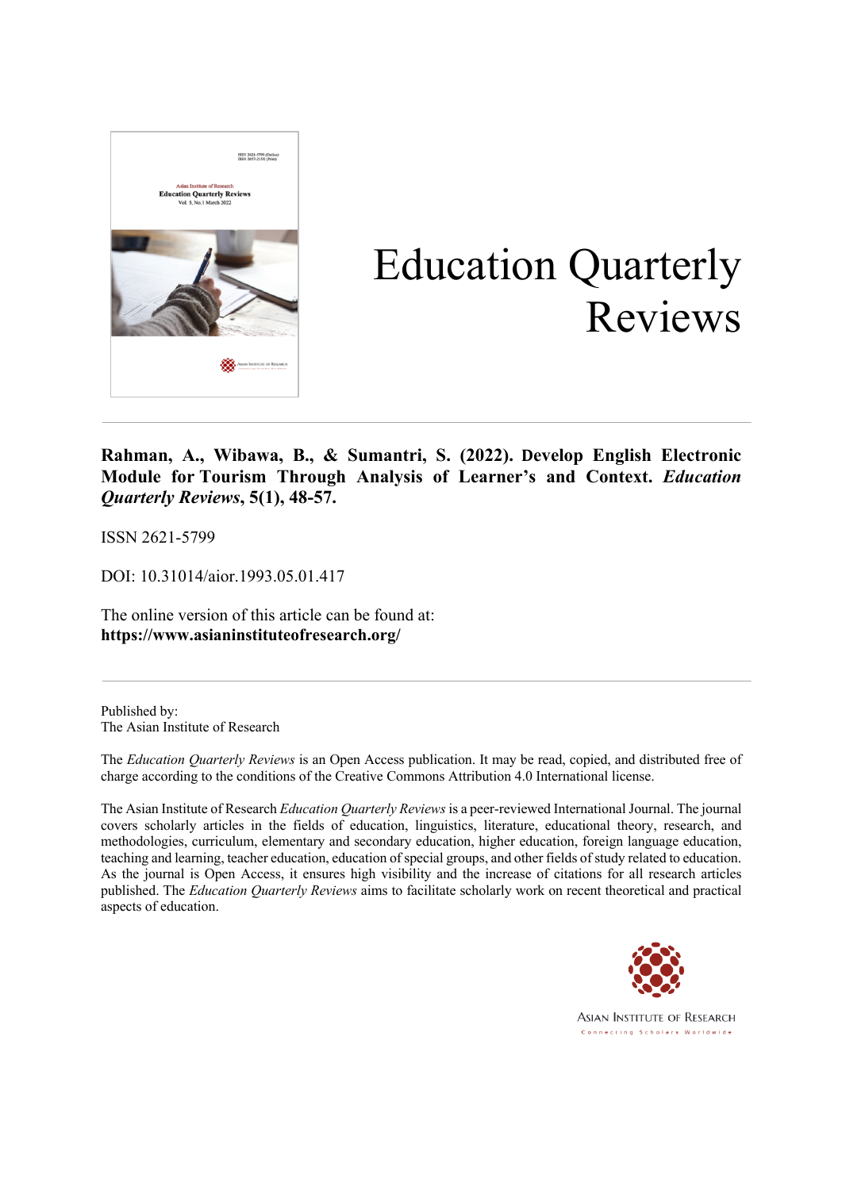# Education Quarterly Reviews

**Rahman, A., Wibawa, B., & Sumantri, S. (2022). Develop English Electronic Module for Tourism Through Analysis of Learner's and Context. *Education Quarterly Reviews*, 5(1), 48-57.**

ISSN 2621-5799

DOI: 10.31014/aior.1993.05.01.417

The online version of this article can be found at:
**https://www.asianinstituteofresearch.org/**

Published by:
The Asian Institute of Research

The *Education Quarterly Reviews* is an Open Access publication. It may be read, copied, and distributed free of charge according to the conditions of the Creative Commons Attribution 4.0 International license.

The Asian Institute of Research *Education Quarterly Reviews* is a peer-reviewed International Journal. The journal covers scholarly articles in the fields of education, linguistics, literature, educational theory, research, and methodologies, curriculum, elementary and secondary education, higher education, foreign language education, teaching and learning, teacher education, education of special groups, and other fields of study related to education. As the journal is Open Access, it ensures high visibility and the increase of citations for all research articles published. The *Education Quarterly Reviews* aims to facilitate scholarly work on recent theoretical and practical aspects of education.

ASIAN INSTITUTE OF RESEARCH
Connecting Scholars Worldwide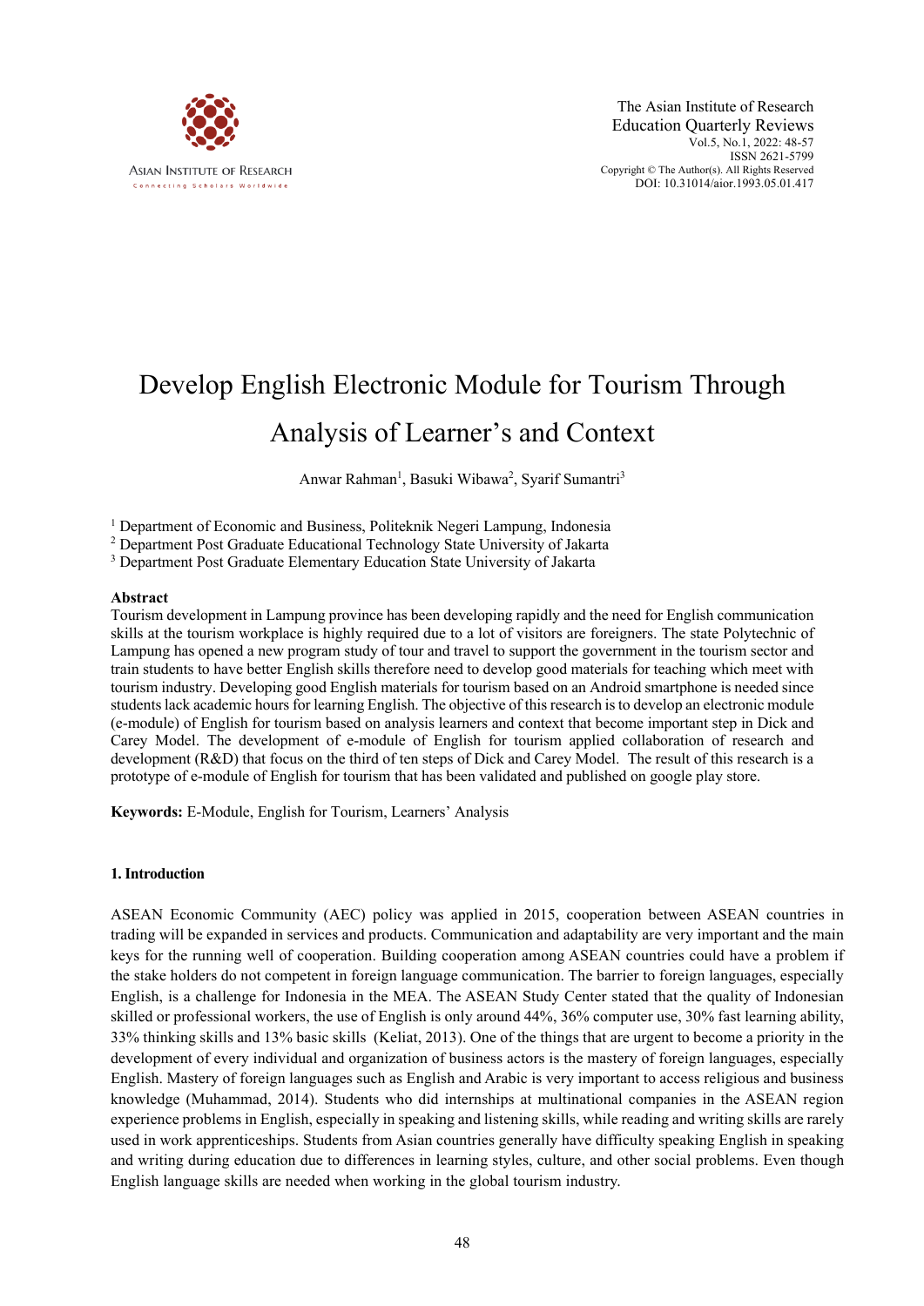# Develop English Electronic Module for Tourism Through Analysis of Learner's and Context

Anwar Rahman[1], Basuki Wibawa[2], Syarif Sumantri[3]

[1] Department of Economic and Business, Politeknik Negeri Lampung, Indonesia
[2] Department Post Graduate Educational Technology State University of Jakarta
[3] Department Post Graduate Elementary Education State University of Jakarta

## Abstract

Tourism development in Lampung province has been developing rapidly and the need for English communication skills at the tourism workplace is highly required due to a lot of visitors are foreigners. The state Polytechnic of Lampung has opened a new program study of tour and travel to support the government in the tourism sector and train students to have better English skills therefore need to develop good materials for teaching which meet with tourism industry. Developing good English materials for tourism based on an Android smartphone is needed since students lack academic hours for learning English. The objective of this research is to develop an electronic module (e-module) of English for tourism based on analysis learners and context that become important step in Dick and Carey Model. The development of e-module of English for tourism applied collaboration of research and development (R&D) that focus on the third of ten steps of Dick and Carey Model. The result of this research is a prototype of e-module of English for tourism that has been validated and published on google play store.

**Keywords:** E-Module, English for Tourism, Learners' Analysis

## 1. Introduction

ASEAN Economic Community (AEC) policy was applied in 2015, cooperation between ASEAN countries in trading will be expanded in services and products. Communication and adaptability are very important and the main keys for the running well of cooperation. Building cooperation among ASEAN countries could have a problem if the stake holders do not competent in foreign language communication. The barrier to foreign languages, especially English, is a challenge for Indonesia in the MEA. The ASEAN Study Center stated that the quality of Indonesian skilled or professional workers, the use of English is only around 44%, 36% computer use, 30% fast learning ability, 33% thinking skills and 13% basic skills (Keliat, 2013). One of the things that are urgent to become a priority in the development of every individual and organization of business actors is the mastery of foreign languages, especially English. Mastery of foreign languages such as English and Arabic is very important to access religious and business knowledge (Muhammad, 2014). Students who did internships at multinational companies in the ASEAN region experience problems in English, especially in speaking and listening skills, while reading and writing skills are rarely used in work apprenticeships. Students from Asian countries generally have difficulty speaking English in speaking and writing during education due to differences in learning styles, culture, and other social problems. Even though English language skills are needed when working in the global tourism industry.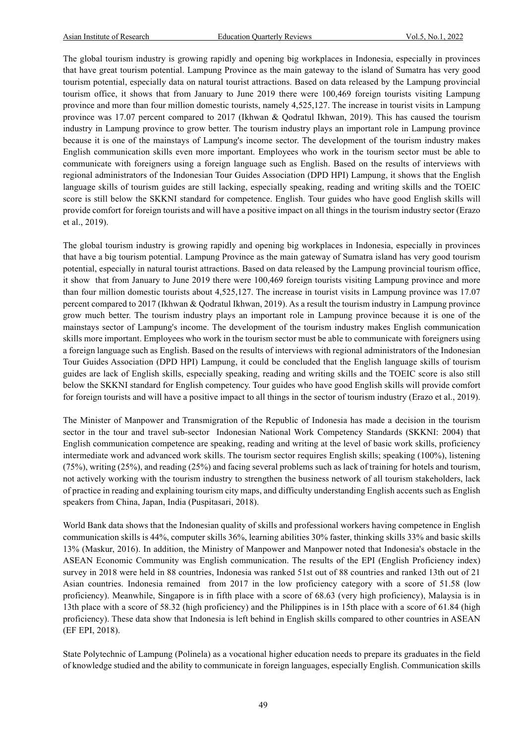The global tourism industry is growing rapidly and opening big workplaces in Indonesia, especially in provinces that have great tourism potential. Lampung Province as the main gateway to the island of Sumatra has very good tourism potential, especially data on natural tourist attractions. Based on data released by the Lampung provincial tourism office, it shows that from January to June 2019 there were 100,469 foreign tourists visiting Lampung province and more than four million domestic tourists, namely 4,525,127. The increase in tourist visits in Lampung province was 17.07 percent compared to 2017 (Ikhwan & Qodratul Ikhwan, 2019). This has caused the tourism industry in Lampung province to grow better. The tourism industry plays an important role in Lampung province because it is one of the mainstays of Lampung's income sector. The development of the tourism industry makes English communication skills even more important. Employees who work in the tourism sector must be able to communicate with foreigners using a foreign language such as English. Based on the results of interviews with regional administrators of the Indonesian Tour Guides Association (DPD HPI) Lampung, it shows that the English language skills of tourism guides are still lacking, especially speaking, reading and writing skills and the TOEIC score is still below the SKKNI standard for competence. English. Tour guides who have good English skills will provide comfort for foreign tourists and will have a positive impact on all things in the tourism industry sector (Erazo et al., 2019).

The global tourism industry is growing rapidly and opening big workplaces in Indonesia, especially in provinces that have a big tourism potential. Lampung Province as the main gateway of Sumatra island has very good tourism potential, especially in natural tourist attractions. Based on data released by the Lampung provincial tourism office, it show that from January to June 2019 there were 100,469 foreign tourists visiting Lampung province and more than four million domestic tourists about 4,525,127. The increase in tourist visits in Lampung province was 17.07 percent compared to 2017 (Ikhwan & Qodratul Ikhwan, 2019). As a result the tourism industry in Lampung province grow much better. The tourism industry plays an important role in Lampung province because it is one of the mainstays sector of Lampung's income. The development of the tourism industry makes English communication skills more important. Employees who work in the tourism sector must be able to communicate with foreigners using a foreign language such as English. Based on the results of interviews with regional administrators of the Indonesian Tour Guides Association (DPD HPI) Lampung, it could be concluded that the English language skills of tourism guides are lack of English skills, especially speaking, reading and writing skills and the TOEIC score is also still below the SKKNI standard for English competency. Tour guides who have good English skills will provide comfort for foreign tourists and will have a positive impact to all things in the sector of tourism industry (Erazo et al., 2019).

The Minister of Manpower and Transmigration of the Republic of Indonesia has made a decision in the tourism sector in the tour and travel sub-sector Indonesian National Work Competency Standards (SKKNI: 2004) that English communication competence are speaking, reading and writing at the level of basic work skills, proficiency intermediate work and advanced work skills. The tourism sector requires English skills; speaking (100%), listening (75%), writing (25%), and reading (25%) and facing several problems such as lack of training for hotels and tourism, not actively working with the tourism industry to strengthen the business network of all tourism stakeholders, lack of practice in reading and explaining tourism city maps, and difficulty understanding English accents such as English speakers from China, Japan, India (Puspitasari, 2018).

World Bank data shows that the Indonesian quality of skills and professional workers having competence in English communication skills is 44%, computer skills 36%, learning abilities 30% faster, thinking skills 33% and basic skills 13% (Maskur, 2016). In addition, the Ministry of Manpower and Manpower noted that Indonesia's obstacle in the ASEAN Economic Community was English communication. The results of the EPI (English Proficiency index) survey in 2018 were held in 88 countries, Indonesia was ranked 51st out of 88 countries and ranked 13th out of 21 Asian countries. Indonesia remained from 2017 in the low proficiency category with a score of 51.58 (low proficiency). Meanwhile, Singapore is in fifth place with a score of 68.63 (very high proficiency), Malaysia is in 13th place with a score of 58.32 (high proficiency) and the Philippines is in 15th place with a score of 61.84 (high proficiency). These data show that Indonesia is left behind in English skills compared to other countries in ASEAN (EF EPI, 2018).

State Polytechnic of Lampung (Polinela) as a vocational higher education needs to prepare its graduates in the field of knowledge studied and the ability to communicate in foreign languages, especially English. Communication skills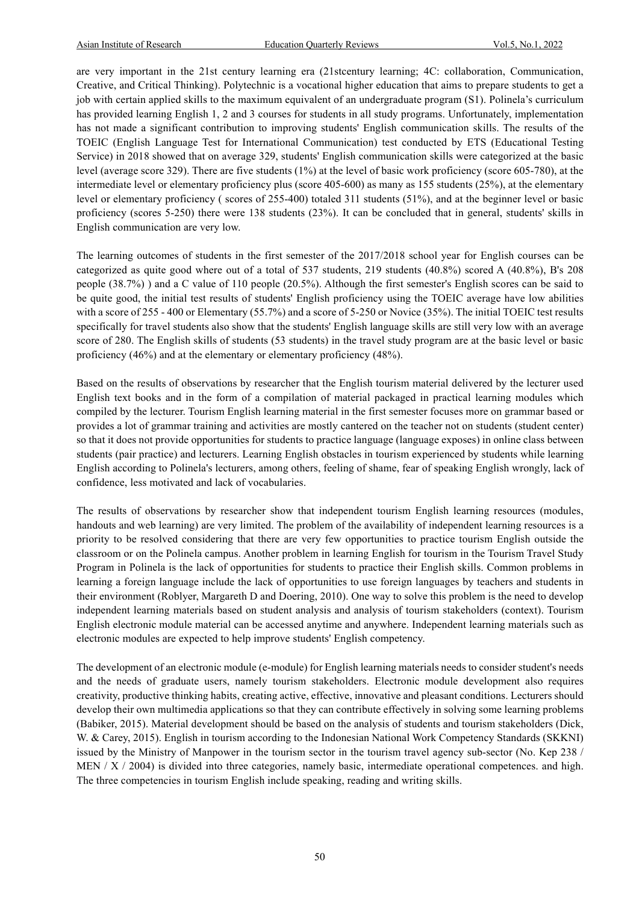are very important in the 21st century learning era (21stcentury learning; 4C: collaboration, Communication, Creative, and Critical Thinking). Polytechnic is a vocational higher education that aims to prepare students to get a job with certain applied skills to the maximum equivalent of an undergraduate program (S1). Polinela's curriculum has provided learning English 1, 2 and 3 courses for students in all study programs. Unfortunately, implementation has not made a significant contribution to improving students' English communication skills. The results of the TOEIC (English Language Test for International Communication) test conducted by ETS (Educational Testing Service) in 2018 showed that on average 329, students' English communication skills were categorized at the basic level (average score 329). There are five students (1%) at the level of basic work proficiency (score 605-780), at the intermediate level or elementary proficiency plus (score 405-600) as many as 155 students (25%), at the elementary level or elementary proficiency ( scores of 255-400) totaled 311 students (51%), and at the beginner level or basic proficiency (scores 5-250) there were 138 students (23%). It can be concluded that in general, students' skills in English communication are very low.

The learning outcomes of students in the first semester of the 2017/2018 school year for English courses can be categorized as quite good where out of a total of 537 students, 219 students (40.8%) scored A (40.8%), B's 208 people (38.7%) ) and a C value of 110 people (20.5%). Although the first semester's English scores can be said to be quite good, the initial test results of students' English proficiency using the TOEIC average have low abilities with a score of 255 - 400 or Elementary (55.7%) and a score of 5-250 or Novice (35%). The initial TOEIC test results specifically for travel students also show that the students' English language skills are still very low with an average score of 280. The English skills of students (53 students) in the travel study program are at the basic level or basic proficiency (46%) and at the elementary or elementary proficiency (48%).

Based on the results of observations by researcher that the English tourism material delivered by the lecturer used English text books and in the form of a compilation of material packaged in practical learning modules which compiled by the lecturer. Tourism English learning material in the first semester focuses more on grammar based or provides a lot of grammar training and activities are mostly cantered on the teacher not on students (student center) so that it does not provide opportunities for students to practice language (language exposes) in online class between students (pair practice) and lecturers. Learning English obstacles in tourism experienced by students while learning English according to Polinela's lecturers, among others, feeling of shame, fear of speaking English wrongly, lack of confidence, less motivated and lack of vocabularies.

The results of observations by researcher show that independent tourism English learning resources (modules, handouts and web learning) are very limited. The problem of the availability of independent learning resources is a priority to be resolved considering that there are very few opportunities to practice tourism English outside the classroom or on the Polinela campus. Another problem in learning English for tourism in the Tourism Travel Study Program in Polinela is the lack of opportunities for students to practice their English skills. Common problems in learning a foreign language include the lack of opportunities to use foreign languages by teachers and students in their environment (Roblyer, Margareth D and Doering, 2010). One way to solve this problem is the need to develop independent learning materials based on student analysis and analysis of tourism stakeholders (context). Tourism English electronic module material can be accessed anytime and anywhere. Independent learning materials such as electronic modules are expected to help improve students' English competency.

The development of an electronic module (e-module) for English learning materials needs to consider student's needs and the needs of graduate users, namely tourism stakeholders. Electronic module development also requires creativity, productive thinking habits, creating active, effective, innovative and pleasant conditions. Lecturers should develop their own multimedia applications so that they can contribute effectively in solving some learning problems (Babiker, 2015). Material development should be based on the analysis of students and tourism stakeholders (Dick, W. & Carey, 2015). English in tourism according to the Indonesian National Work Competency Standards (SKKNI) issued by the Ministry of Manpower in the tourism sector in the tourism travel agency sub-sector (No. Kep 238 / MEN / X / 2004) is divided into three categories, namely basic, intermediate operational competences. and high. The three competencies in tourism English include speaking, reading and writing skills.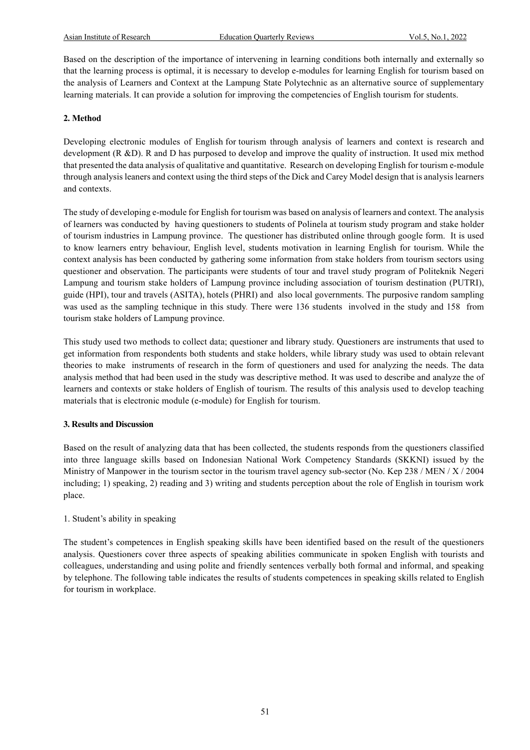Based on the description of the importance of intervening in learning conditions both internally and externally so that the learning process is optimal, it is necessary to develop e-modules for learning English for tourism based on the analysis of Learners and Context at the Lampung State Polytechnic as an alternative source of supplementary learning materials. It can provide a solution for improving the competencies of English tourism for students.

## 2. Method

Developing electronic modules of English for tourism through analysis of learners and context is research and development (R &D). R and D has purposed to develop and improve the quality of instruction. It used mix method that presented the data analysis of qualitative and quantitative. Research on developing English for tourism e-module through analysis leaners and context using the third steps of the Dick and Carey Model design that is analysis learners and contexts.

The study of developing e-module for English for tourism was based on analysis of learners and context. The analysis of learners was conducted by having questioners to students of Polinela at tourism study program and stake holder of tourism industries in Lampung province. The questioner has distributed online through google form. It is used to know learners entry behaviour, English level, students motivation in learning English for tourism. While the context analysis has been conducted by gathering some information from stake holders from tourism sectors using questioner and observation. The participants were students of tour and travel study program of Politeknik Negeri Lampung and tourism stake holders of Lampung province including association of tourism destination (PUTRI), guide (HPI), tour and travels (ASITA), hotels (PHRI) and also local governments. The purposive random sampling was used as the sampling technique in this study. There were 136 students involved in the study and 158 from tourism stake holders of Lampung province.

This study used two methods to collect data; questioner and library study. Questioners are instruments that used to get information from respondents both students and stake holders, while library study was used to obtain relevant theories to make instruments of research in the form of questioners and used for analyzing the needs. The data analysis method that had been used in the study was descriptive method. It was used to describe and analyze the of learners and contexts or stake holders of English of tourism. The results of this analysis used to develop teaching materials that is electronic module (e-module) for English for tourism.

## 3. Results and Discussion

Based on the result of analyzing data that has been collected, the students responds from the questioners classified into three language skills based on Indonesian National Work Competency Standards (SKKNI) issued by the Ministry of Manpower in the tourism sector in the tourism travel agency sub-sector (No. Kep 238 / MEN / X / 2004 including; 1) speaking, 2) reading and 3) writing and students perception about the role of English in tourism work place.

1. Student's ability in speaking

The student's competences in English speaking skills have been identified based on the result of the questioners analysis. Questioners cover three aspects of speaking abilities communicate in spoken English with tourists and colleagues, understanding and using polite and friendly sentences verbally both formal and informal, and speaking by telephone. The following table indicates the results of students competences in speaking skills related to English for tourism in workplace.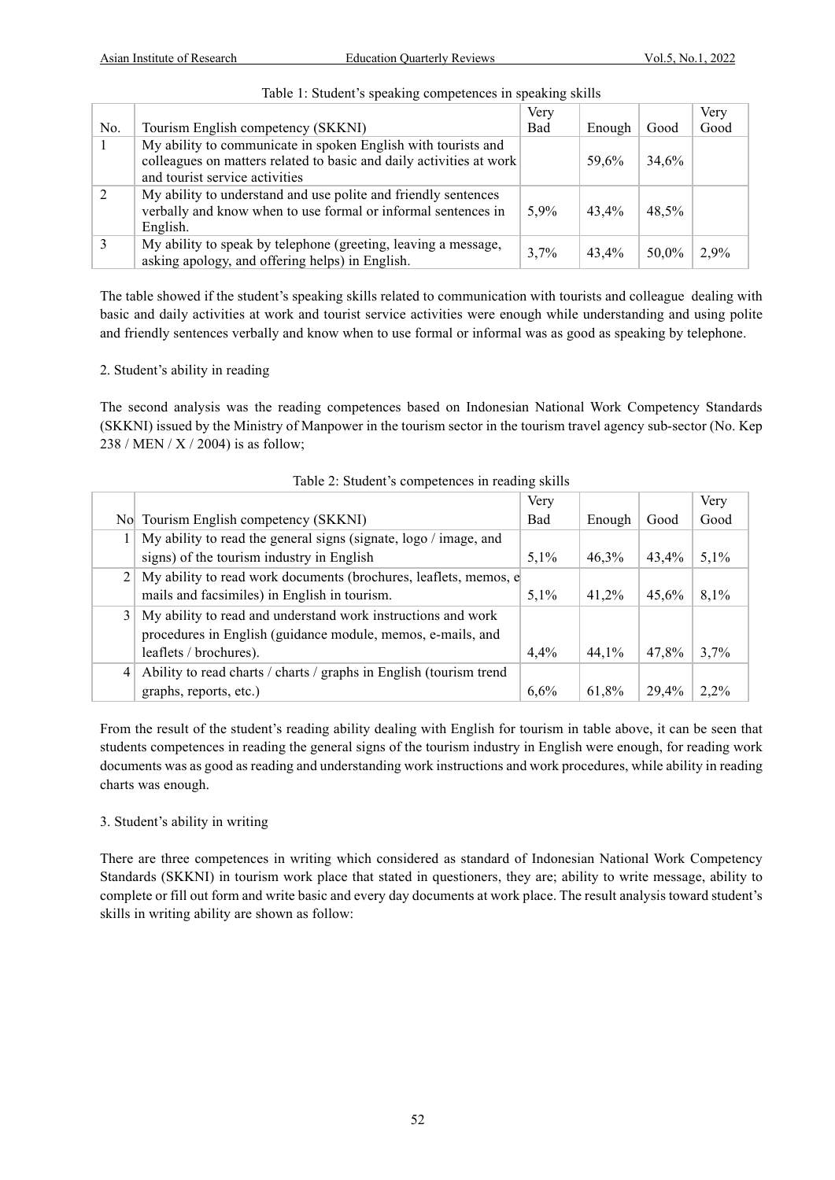Table 1: Student's speaking competences in speaking skills

| No. | Tourism English competency (SKKNI) | Very Bad | Enough | Good | Very Good |
|---|---|---|---|---|---|
| 1 | My ability to communicate in spoken English with tourists and colleagues on matters related to basic and daily activities at work and tourist service activities | | 59,6% | 34,6% | |
| 2 | My ability to understand and use polite and friendly sentences verbally and know when to use formal or informal sentences in English. | 5,9% | 43,4% | 48,5% | |
| 3 | My ability to speak by telephone (greeting, leaving a message, asking apology, and offering helps) in English. | 3,7% | 43,4% | 50,0% | 2,9% |

The table showed if the student's speaking skills related to communication with tourists and colleague dealing with basic and daily activities at work and tourist service activities were enough while understanding and using polite and friendly sentences verbally and know when to use formal or informal was as good as speaking by telephone.

2. Student's ability in reading

The second analysis was the reading competences based on Indonesian National Work Competency Standards (SKKNI) issued by the Ministry of Manpower in the tourism sector in the tourism travel agency sub-sector (No. Kep 238 / MEN / X / 2004) is as follow;

Table 2: Student's competences in reading skills

| No | Tourism English competency (SKKNI) | Very Bad | Enough | Good | Very Good |
|---|---|---|---|---|---|
| 1 | My ability to read the general signs (signate, logo / image, and signs) of the tourism industry in English | 5,1% | 46,3% | 43,4% | 5,1% |
| 2 | My ability to read work documents (brochures, leaflets, memos, e mails and facsimiles) in English in tourism. | 5,1% | 41,2% | 45,6% | 8,1% |
| 3 | My ability to read and understand work instructions and work procedures in English (guidance module, memos, e-mails, and leaflets / brochures). | 4,4% | 44,1% | 47,8% | 3,7% |
| 4 | Ability to read charts / charts / graphs in English (tourism trend graphs, reports, etc.) | 6,6% | 61,8% | 29,4% | 2,2% |

From the result of the student's reading ability dealing with English for tourism in table above, it can be seen that students competences in reading the general signs of the tourism industry in English were enough, for reading work documents was as good as reading and understanding work instructions and work procedures, while ability in reading charts was enough.

3. Student's ability in writing

There are three competences in writing which considered as standard of Indonesian National Work Competency Standards (SKKNI) in tourism work place that stated in questioners, they are; ability to write message, ability to complete or fill out form and write basic and every day documents at work place. The result analysis toward student's skills in writing ability are shown as follow: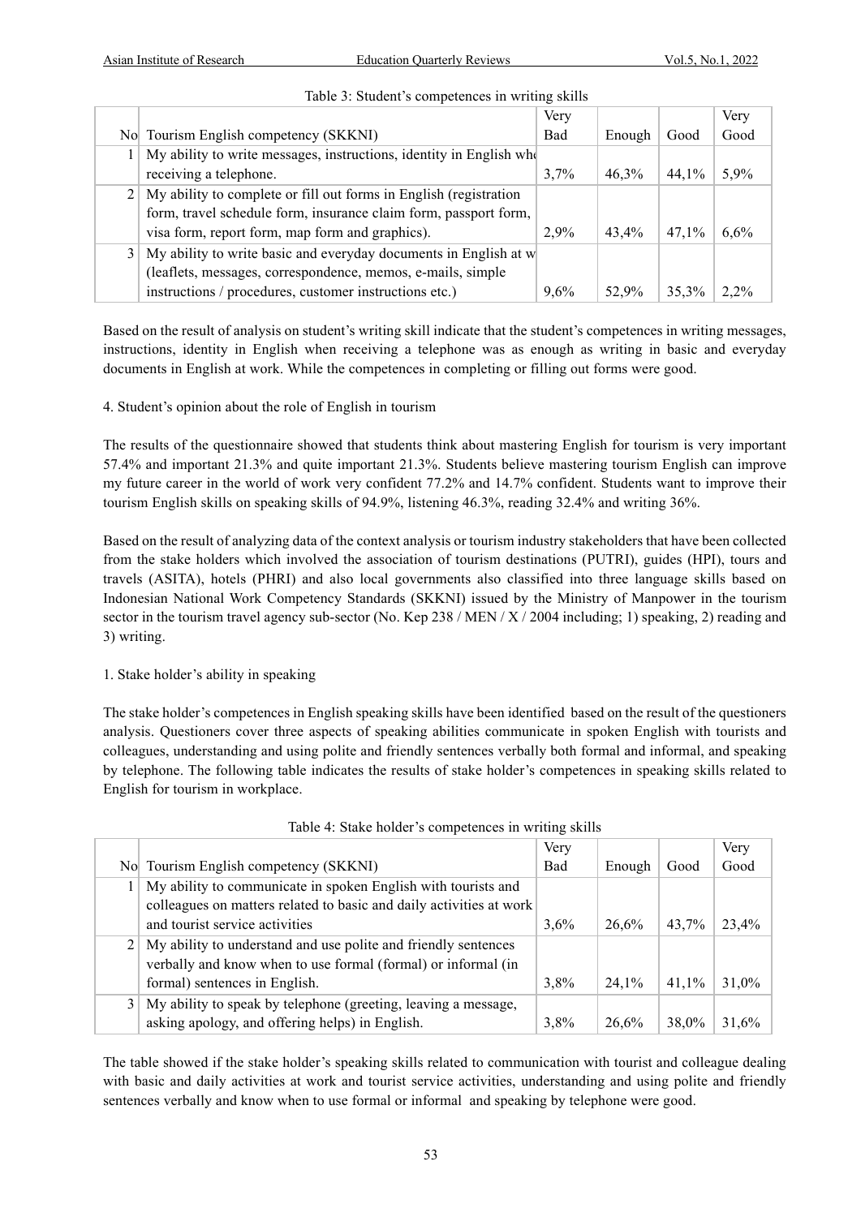Table 3: Student's competences in writing skills

| No | Tourism English competency (SKKNI) | Very Bad | Enough | Good | Very Good |
|---|---|---|---|---|---|
| 1 | My ability to write messages, instructions, identity in English whe receiving a telephone. | 3,7% | 46,3% | 44,1% | 5,9% |
| 2 | My ability to complete or fill out forms in English (registration form, travel schedule form, insurance claim form, passport form, visa form, report form, map form and graphics). | 2,9% | 43,4% | 47,1% | 6,6% |
| 3 | My ability to write basic and everyday documents in English at w (leaflets, messages, correspondence, memos, e-mails, simple instructions / procedures, customer instructions etc.) | 9,6% | 52,9% | 35,3% | 2,2% |

Based on the result of analysis on student's writing skill indicate that the student's competences in writing messages, instructions, identity in English when receiving a telephone was as enough as writing in basic and everyday documents in English at work. While the competences in completing or filling out forms were good.

4. Student's opinion about the role of English in tourism

The results of the questionnaire showed that students think about mastering English for tourism is very important 57.4% and important 21.3% and quite important 21.3%. Students believe mastering tourism English can improve my future career in the world of work very confident 77.2% and 14.7% confident. Students want to improve their tourism English skills on speaking skills of 94.9%, listening 46.3%, reading 32.4% and writing 36%.

Based on the result of analyzing data of the context analysis or tourism industry stakeholders that have been collected from the stake holders which involved the association of tourism destinations (PUTRI), guides (HPI), tours and travels (ASITA), hotels (PHRI) and also local governments also classified into three language skills based on Indonesian National Work Competency Standards (SKKNI) issued by the Ministry of Manpower in the tourism sector in the tourism travel agency sub-sector (No. Kep 238 / MEN / X / 2004 including; 1) speaking, 2) reading and 3) writing.

1. Stake holder's ability in speaking

The stake holder's competences in English speaking skills have been identified based on the result of the questioners analysis. Questioners cover three aspects of speaking abilities communicate in spoken English with tourists and colleagues, understanding and using polite and friendly sentences verbally both formal and informal, and speaking by telephone. The following table indicates the results of stake holder's competences in speaking skills related to English for tourism in workplace.

Table 4: Stake holder's competences in writing skills

| No | Tourism English competency (SKKNI) | Very Bad | Enough | Good | Very Good |
|---|---|---|---|---|---|
| 1 | My ability to communicate in spoken English with tourists and colleagues on matters related to basic and daily activities at work and tourist service activities | 3,6% | 26,6% | 43,7% | 23,4% |
| 2 | My ability to understand and use polite and friendly sentences verbally and know when to use formal (formal) or informal (in formal) sentences in English. | 3,8% | 24,1% | 41,1% | 31,0% |
| 3 | My ability to speak by telephone (greeting, leaving a message, asking apology, and offering helps) in English. | 3,8% | 26,6% | 38,0% | 31,6% |

The table showed if the stake holder's speaking skills related to communication with tourist and colleague dealing with basic and daily activities at work and tourist service activities, understanding and using polite and friendly sentences verbally and know when to use formal or informal and speaking by telephone were good.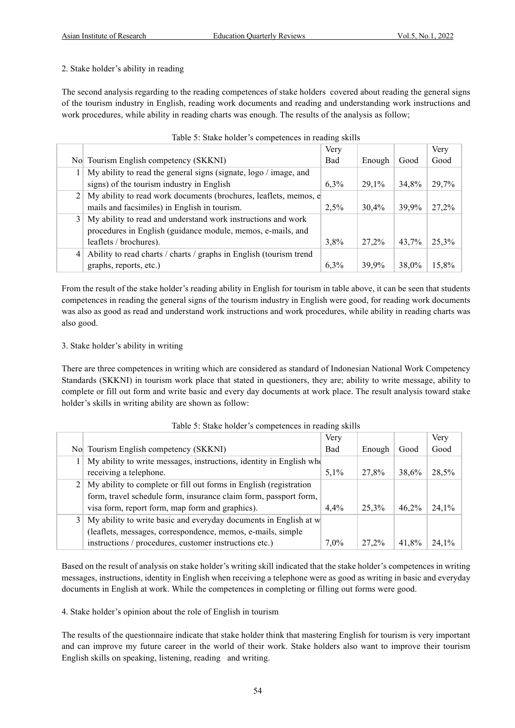2. Stake holder's ability in reading

The second analysis regarding to the reading competences of stake holders covered about reading the general signs of the tourism industry in English, reading work documents and reading and understanding work instructions and work procedures, while ability in reading charts was enough. The results of the analysis as follow;

Table 5: Stake holder's competences in reading skills

| No | Tourism English competency (SKKNI) | Very Bad | Enough | Good | Very Good |
|---|---|---|---|---|---|
| 1 | My ability to read the general signs (signate, logo / image, and signs) of the tourism industry in English | 6,3% | 29,1% | 34,8% | 29,7% |
| 2 | My ability to read work documents (brochures, leaflets, memos, e mails and facsimiles) in English in tourism. | 2,5% | 30,4% | 39,9% | 27,2% |
| 3 | My ability to read and understand work instructions and work procedures in English (guidance module, memos, e-mails, and leaflets / brochures). | 3,8% | 27,2% | 43,7% | 25,3% |
| 4 | Ability to read charts / charts / graphs in English (tourism trend graphs, reports, etc.) | 6,3% | 39,9% | 38,0% | 15,8% |

From the result of the stake holder's reading ability in English for tourism in table above, it can be seen that students competences in reading the general signs of the tourism industry in English were good, for reading work documents was also as good as read and understand work instructions and work procedures, while ability in reading charts was also good.

3. Stake holder's ability in writing

There are three competences in writing which are considered as standard of Indonesian National Work Competency Standards (SKKNI) in tourism work place that stated in questioners, they are; ability to write message, ability to complete or fill out form and write basic and every day documents at work place. The result analysis toward stake holder's skills in writing ability are shown as follow:

Table 5: Stake holder's competences in reading skills

| No | Tourism English competency (SKKNI) | Very Bad | Enough | Good | Very Good |
|---|---|---|---|---|---|
| 1 | My ability to write messages, instructions, identity in English whe receiving a telephone. | 5,1% | 27,8% | 38,6% | 28,5% |
| 2 | My ability to complete or fill out forms in English (registration form, travel schedule form, insurance claim form, passport form, visa form, report form, map form and graphics). | 4,4% | 25,3% | 46,2% | 24,1% |
| 3 | My ability to write basic and everyday documents in English at w (leaflets, messages, correspondence, memos, e-mails, simple instructions / procedures, customer instructions etc.) | 7,0% | 27,2% | 41,8% | 24,1% |

Based on the result of analysis on stake holder's writing skill indicated that the stake holder's competences in writing messages, instructions, identity in English when receiving a telephone were as good as writing in basic and everyday documents in English at work. While the competences in completing or filling out forms were good.

4. Stake holder's opinion about the role of English in tourism

The results of the questionnaire indicate that stake holder think that mastering English for tourism is very important and can improve my future career in the world of their work. Stake holders also want to improve their tourism English skills on speaking, listening, reading and writing.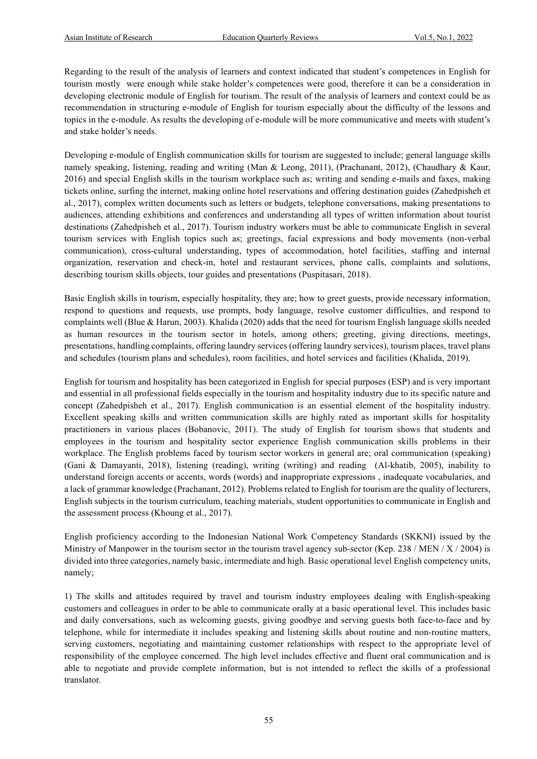Regarding to the result of the analysis of learners and context indicated that student's competences in English for tourism mostly were enough while stake holder's competences were good, therefore it can be a consideration in developing electronic module of English for tourism. The result of the analysis of learners and context could be as recommendation in structuring e-module of English for tourism especially about the difficulty of the lessons and topics in the e-module. As results the developing of e-module will be more communicative and meets with student's and stake holder's needs.

Developing e-module of English communication skills for tourism are suggested to include; general language skills namely speaking, listening, reading and writing (Man & Leong, 2011), (Prachanant, 2012), (Chaudhary & Kaur, 2016) and special English skills in the tourism workplace such as; writing and sending e-mails and faxes, making tickets online, surfing the internet, making online hotel reservations and offering destination guides (Zahedpisheh et al., 2017), complex written documents such as letters or budgets, telephone conversations, making presentations to audiences, attending exhibitions and conferences and understanding all types of written information about tourist destinations (Zahedpisheh et al., 2017). Tourism industry workers must be able to communicate English in several tourism services with English topics such as; greetings, facial expressions and body movements (non-verbal communication), cross-cultural understanding, types of accommodation, hotel facilities, staffing and internal organization, reservation and check-in, hotel and restaurant services, phone calls, complaints and solutions, describing tourism skills objects, tour guides and presentations (Puspitasari, 2018).

Basic English skills in tourism, especially hospitality, they are; how to greet guests, provide necessary information, respond to questions and requests, use prompts, body language, resolve customer difficulties, and respond to complaints well (Blue & Harun, 2003). Khalida (2020) adds that the need for tourism English language skills needed as human resources in the tourism sector in hotels, among others; greeting, giving directions, meetings, presentations, handling complaints, offering laundry services (offering laundry services), tourism places, travel plans and schedules (tourism plans and schedules), room facilities, and hotel services and facilities (Khalida, 2019).

English for tourism and hospitality has been categorized in English for special purposes (ESP) and is very important and essential in all professional fields especially in the tourism and hospitality industry due to its specific nature and concept (Zahedpisheh et al., 2017). English communication is an essential element of the hospitality industry. Excellent speaking skills and written communication skills are highly rated as important skills for hospitality practitioners in various places (Bobanovic, 2011). The study of English for tourism shows that students and employees in the tourism and hospitality sector experience English communication skills problems in their workplace. The English problems faced by tourism sector workers in general are; oral communication (speaking) (Gani & Damayanti, 2018), listening (reading), writing (writing) and reading (Al-khatib, 2005), inability to understand foreign accents or accents, words (words) and inappropriate expressions , inadequate vocabularies, and a lack of grammar knowledge (Prachanant, 2012). Problems related to English for tourism are the quality of lecturers, English subjects in the tourism curriculum, teaching materials, student opportunities to communicate in English and the assessment process (Khoung et al., 2017).

English proficiency according to the Indonesian National Work Competency Standards (SKKNI) issued by the Ministry of Manpower in the tourism sector in the tourism travel agency sub-sector (Kep. 238 / MEN / X / 2004) is divided into three categories, namely basic, intermediate and high. Basic operational level English competency units, namely;

1) The skills and attitudes required by travel and tourism industry employees dealing with English-speaking customers and colleagues in order to be able to communicate orally at a basic operational level. This includes basic and daily conversations, such as welcoming guests, giving goodbye and serving guests both face-to-face and by telephone, while for intermediate it includes speaking and listening skills about routine and non-routine matters, serving customers, negotiating and maintaining customer relationships with respect to the appropriate level of responsibility of the employee concerned. The high level includes effective and fluent oral communication and is able to negotiate and provide complete information, but is not intended to reflect the skills of a professional translator.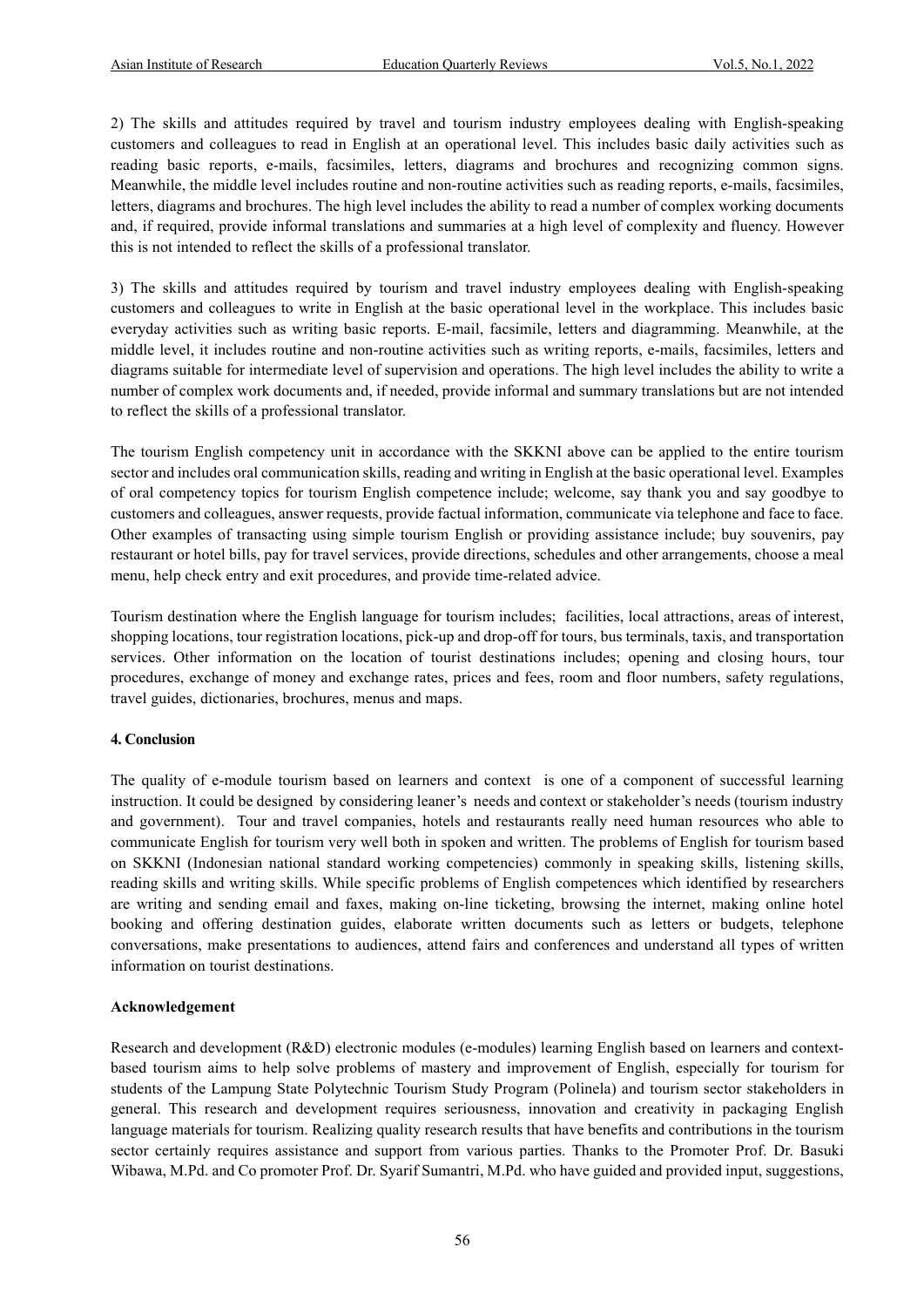2) The skills and attitudes required by travel and tourism industry employees dealing with English-speaking customers and colleagues to read in English at an operational level. This includes basic daily activities such as reading basic reports, e-mails, facsimiles, letters, diagrams and brochures and recognizing common signs. Meanwhile, the middle level includes routine and non-routine activities such as reading reports, e-mails, facsimiles, letters, diagrams and brochures. The high level includes the ability to read a number of complex working documents and, if required, provide informal translations and summaries at a high level of complexity and fluency. However this is not intended to reflect the skills of a professional translator.

3) The skills and attitudes required by tourism and travel industry employees dealing with English-speaking customers and colleagues to write in English at the basic operational level in the workplace. This includes basic everyday activities such as writing basic reports. E-mail, facsimile, letters and diagramming. Meanwhile, at the middle level, it includes routine and non-routine activities such as writing reports, e-mails, facsimiles, letters and diagrams suitable for intermediate level of supervision and operations. The high level includes the ability to write a number of complex work documents and, if needed, provide informal and summary translations but are not intended to reflect the skills of a professional translator.

The tourism English competency unit in accordance with the SKKNI above can be applied to the entire tourism sector and includes oral communication skills, reading and writing in English at the basic operational level. Examples of oral competency topics for tourism English competence include; welcome, say thank you and say goodbye to customers and colleagues, answer requests, provide factual information, communicate via telephone and face to face. Other examples of transacting using simple tourism English or providing assistance include; buy souvenirs, pay restaurant or hotel bills, pay for travel services, provide directions, schedules and other arrangements, choose a meal menu, help check entry and exit procedures, and provide time-related advice.

Tourism destination where the English language for tourism includes; facilities, local attractions, areas of interest, shopping locations, tour registration locations, pick-up and drop-off for tours, bus terminals, taxis, and transportation services. Other information on the location of tourist destinations includes; opening and closing hours, tour procedures, exchange of money and exchange rates, prices and fees, room and floor numbers, safety regulations, travel guides, dictionaries, brochures, menus and maps.

**4. Conclusion**

The quality of e-module tourism based on learners and context is one of a component of successful learning instruction. It could be designed by considering leaner's needs and context or stakeholder's needs (tourism industry and government). Tour and travel companies, hotels and restaurants really need human resources who able to communicate English for tourism very well both in spoken and written. The problems of English for tourism based on SKKNI (Indonesian national standard working competencies) commonly in speaking skills, listening skills, reading skills and writing skills. While specific problems of English competences which identified by researchers are writing and sending email and faxes, making on-line ticketing, browsing the internet, making online hotel booking and offering destination guides, elaborate written documents such as letters or budgets, telephone conversations, make presentations to audiences, attend fairs and conferences and understand all types of written information on tourist destinations.

**Acknowledgement**

Research and development (R&D) electronic modules (e-modules) learning English based on learners and context-based tourism aims to help solve problems of mastery and improvement of English, especially for tourism for students of the Lampung State Polytechnic Tourism Study Program (Polinela) and tourism sector stakeholders in general. This research and development requires seriousness, innovation and creativity in packaging English language materials for tourism. Realizing quality research results that have benefits and contributions in the tourism sector certainly requires assistance and support from various parties. Thanks to the Promoter Prof. Dr. Basuki Wibawa, M.Pd. and Co promoter Prof. Dr. Syarif Sumantri, M.Pd. who have guided and provided input, suggestions,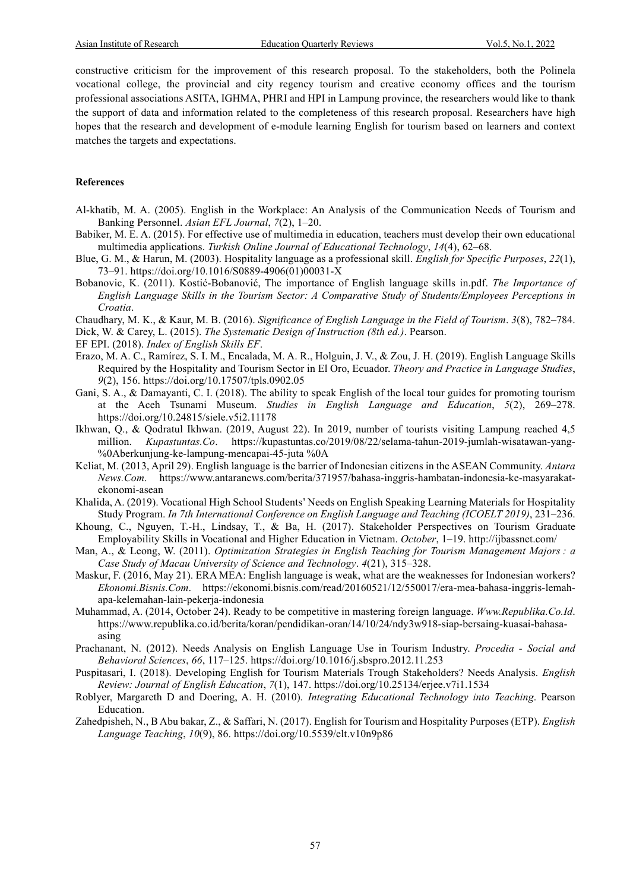constructive criticism for the improvement of this research proposal. To the stakeholders, both the Polinela vocational college, the provincial and city regency tourism and creative economy offices and the tourism professional associations ASITA, IGHMA, PHRI and HPI in Lampung province, the researchers would like to thank the support of data and information related to the completeness of this research proposal. Researchers have high hopes that the research and development of e-module learning English for tourism based on learners and context matches the targets and expectations.

**References**

Al-khatib, M. A. (2005). English in the Workplace: An Analysis of the Communication Needs of Tourism and Banking Personnel. *Asian EFL Journal*, *7*(2), 1–20.

Babiker, M. E. A. (2015). For effective use of multimedia in education, teachers must develop their own educational multimedia applications. *Turkish Online Journal of Educational Technology*, *14*(4), 62–68.

Blue, G. M., & Harun, M. (2003). Hospitality language as a professional skill. *English for Specific Purposes*, *22*(1), 73–91. https://doi.org/10.1016/S0889-4906(01)00031-X

Bobanovic, K. (2011). Kostić-Bobanović, The importance of English language skills in.pdf. *The Importance of English Language Skills in the Tourism Sector: A Comparative Study of Students/Employees Perceptions in Croatia*.

Chaudhary, M. K., & Kaur, M. B. (2016). *Significance of English Language in the Field of Tourism*. *3*(8), 782–784.

Dick, W. & Carey, L. (2015). *The Systematic Design of Instruction (8th ed.)*. Pearson.

EF EPI. (2018). *Index of English Skills EF*.

Erazo, M. A. C., Ramírez, S. I. M., Encalada, M. A. R., Holguin, J. V., & Zou, J. H. (2019). English Language Skills Required by the Hospitality and Tourism Sector in El Oro, Ecuador. *Theory and Practice in Language Studies*, *9*(2), 156. https://doi.org/10.17507/tpls.0902.05

Gani, S. A., & Damayanti, C. I. (2018). The ability to speak English of the local tour guides for promoting tourism at the Aceh Tsunami Museum. *Studies in English Language and Education*, *5*(2), 269–278. https://doi.org/10.24815/siele.v5i2.11178

Ikhwan, Q., & Qodratul Ikhwan. (2019, August 22). In 2019, number of tourists visiting Lampung reached 4,5 million. *Kupastuntas.Co*. https://kupastuntas.co/2019/08/22/selama-tahun-2019-jumlah-wisatawan-yang-%0Aberkunjung-ke-lampung-mencapai-45-juta %0A

Keliat, M. (2013, April 29). English language is the barrier of Indonesian citizens in the ASEAN Community. *Antara News.Com*. https://www.antaranews.com/berita/371957/bahasa-inggris-hambatan-indonesia-ke-masyarakat-ekonomi-asean

Khalida, A. (2019). Vocational High School Students' Needs on English Speaking Learning Materials for Hospitality Study Program. *In 7th International Conference on English Language and Teaching (ICOELT 2019)*, 231–236.

Khoung, C., Nguyen, T.-H., Lindsay, T., & Ba, H. (2017). Stakeholder Perspectives on Tourism Graduate Employability Skills in Vocational and Higher Education in Vietnam. *October*, 1–19. http://ijbassnet.com/

Man, A., & Leong, W. (2011). *Optimization Strategies in English Teaching for Tourism Management Majors : a Case Study of Macau University of Science and Technology*. *4*(21), 315–328.

Maskur, F. (2016, May 21). ERA MEA: English language is weak, what are the weaknesses for Indonesian workers? *Ekonomi.Bisnis.Com*. https://ekonomi.bisnis.com/read/20160521/12/550017/era-mea-bahasa-inggris-lemah-apa-kelemahan-lain-pekerja-indonesia

Muhammad, A. (2014, October 24). Ready to be competitive in mastering foreign language. *Www.Republika.Co.Id*. https://www.republika.co.id/berita/koran/pendidikan-oran/14/10/24/ndy3w918-siap-bersaing-kuasai-bahasa-asing

Prachanant, N. (2012). Needs Analysis on English Language Use in Tourism Industry. *Procedia - Social and Behavioral Sciences*, *66*, 117–125. https://doi.org/10.1016/j.sbspro.2012.11.253

Puspitasari, I. (2018). Developing English for Tourism Materials Trough Stakeholders? Needs Analysis. *English Review: Journal of English Education*, *7*(1), 147. https://doi.org/10.25134/erjee.v7i1.1534

Roblyer, Margareth D and Doering, A. H. (2010). *Integrating Educational Technology into Teaching*. Pearson Education.

Zahedpisheh, N., B Abu bakar, Z., & Saffari, N. (2017). English for Tourism and Hospitality Purposes (ETP). *English Language Teaching*, *10*(9), 86. https://doi.org/10.5539/elt.v10n9p86